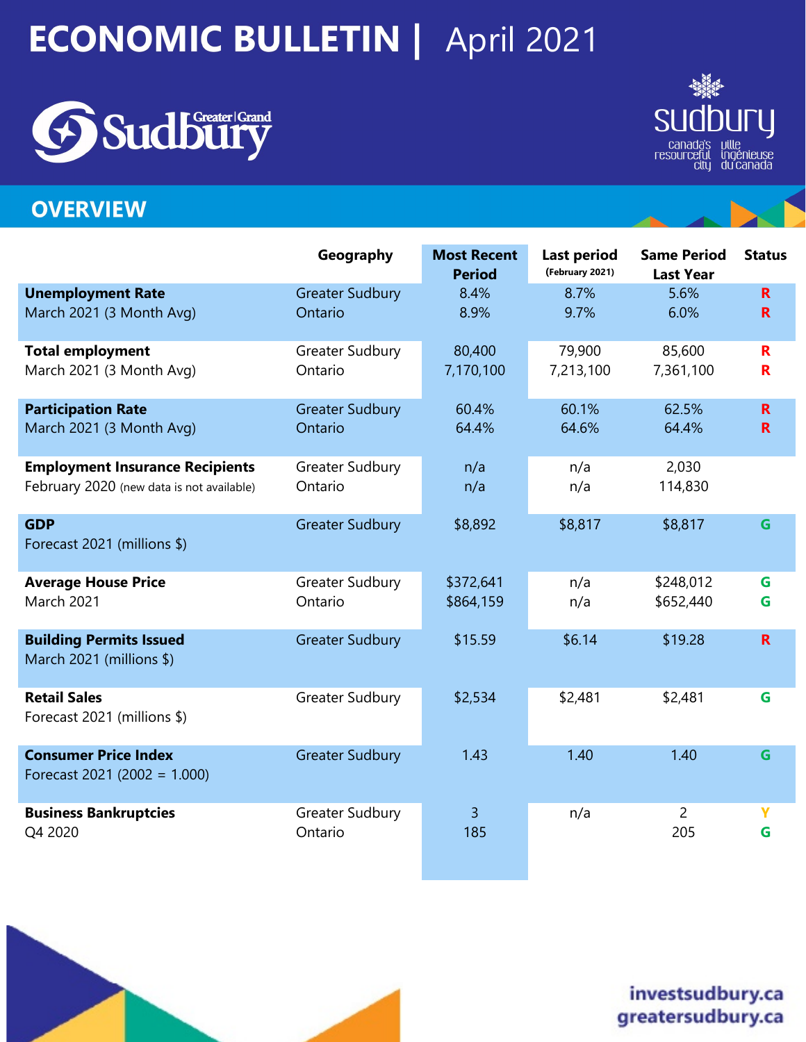# ECONOMIC BULLETIN | April 2021

## OVERVIEW

| | Geography | Most Recent Period | Last period (February 2021) | Same Period Last Year | Status |
|---|---|---|---|---|---|
| **Unemployment Rate** March 2021 (3 Month Avg) | Greater Sudbury | 8.4% | 8.7% | 5.6% | R |
| | Ontario | 8.9% | 9.7% | 6.0% | R |
| **Total employment** March 2021 (3 Month Avg) | Greater Sudbury | 80,400 | 79,900 | 85,600 | R |
| | Ontario | 7,170,100 | 7,213,100 | 7,361,100 | R |
| **Participation Rate** March 2021 (3 Month Avg) | Greater Sudbury | 60.4% | 60.1% | 62.5% | R |
| | Ontario | 64.4% | 64.6% | 64.4% | R |
| **Employment Insurance Recipients** February 2020 (new data is not available) | Greater Sudbury | n/a | n/a | 2,030 | |
| | Ontario | n/a | n/a | 114,830 | |
| **GDP** Forecast 2021 (millions $) | Greater Sudbury | $8,892 | $8,817 | $8,817 | G |
| **Average House Price** March 2021 | Greater Sudbury | $372,641 | n/a | $248,012 | G |
| | Ontario | $864,159 | n/a | $652,440 | G |
| **Building Permits Issued** March 2021 (millions $) | Greater Sudbury | $15.59 | $6.14 | $19.28 | R |
| **Retail Sales** Forecast 2021 (millions $) | Greater Sudbury | $2,534 | $2,481 | $2,481 | G |
| **Consumer Price Index** Forecast 2021 (2002 = 1.000) | Greater Sudbury | 1.43 | 1.40 | 1.40 | G |
| **Business Bankruptcies** Q4 2020 | Greater Sudbury | 3 | n/a | 2 | Y |
| | Ontario | 185 | | 205 | G |

investsudbury.ca
greatersudbury.ca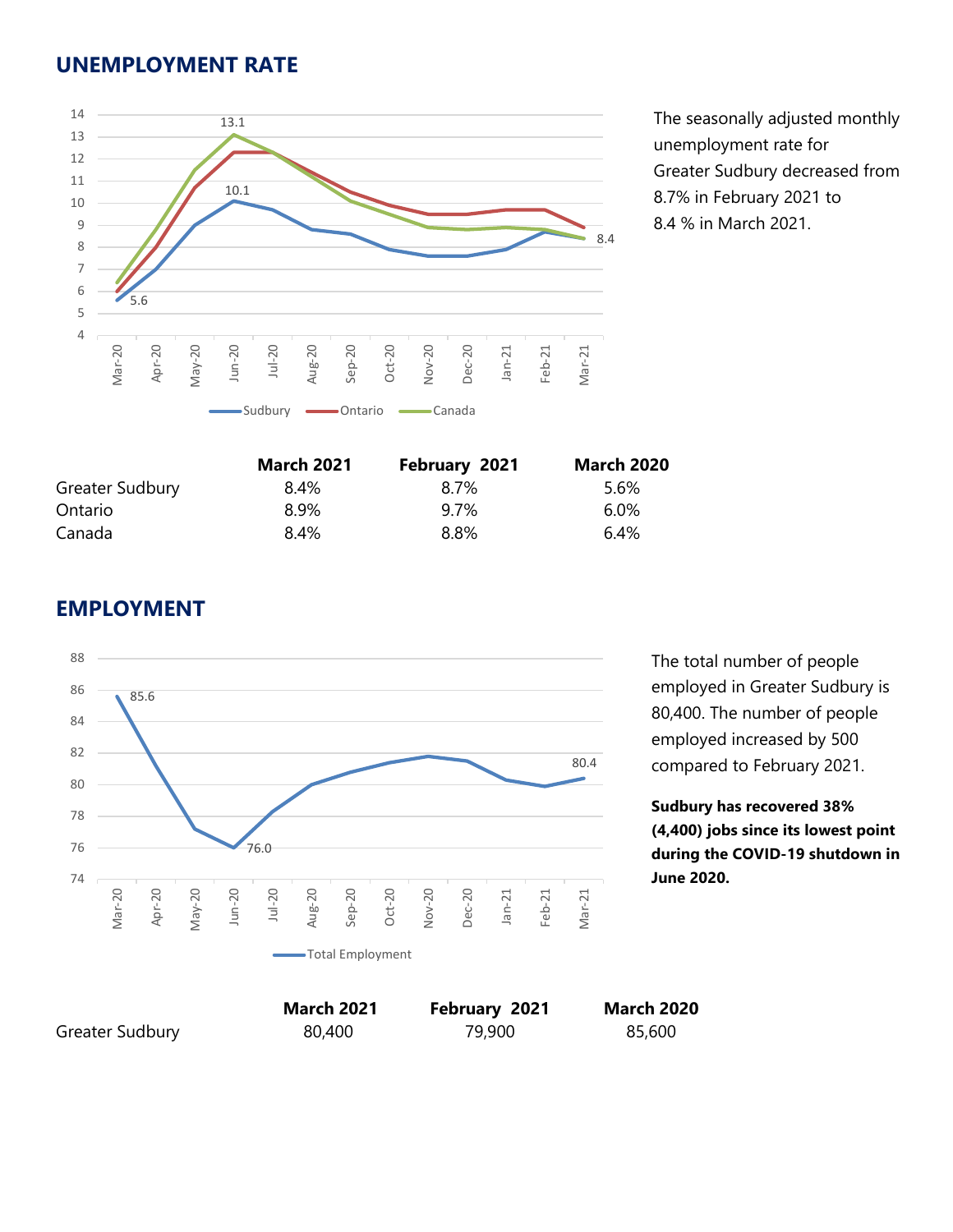## UNEMPLOYMENT RATE

The seasonally adjusted monthly unemployment rate for Greater Sudbury decreased from 8.7% in February 2021 to 8.4 % in March 2021.

| | March 2021 | February 2021 | March 2020 |
|---|---|---|---|
| Greater Sudbury | 8.4% | 8.7% | 5.6% |
| Ontario | 8.9% | 9.7% | 6.0% |
| Canada | 8.4% | 8.8% | 6.4% |

## EMPLOYMENT

The total number of people employed in Greater Sudbury is 80,400. The number of people employed increased by 500 compared to February 2021.

**Sudbury has recovered 38% (4,400) jobs since its lowest point during the COVID-19 shutdown in June 2020.**

| | March 2021 | February 2021 | March 2020 |
|---|---|---|---|
| Greater Sudbury | 80,400 | 79,900 | 85,600 |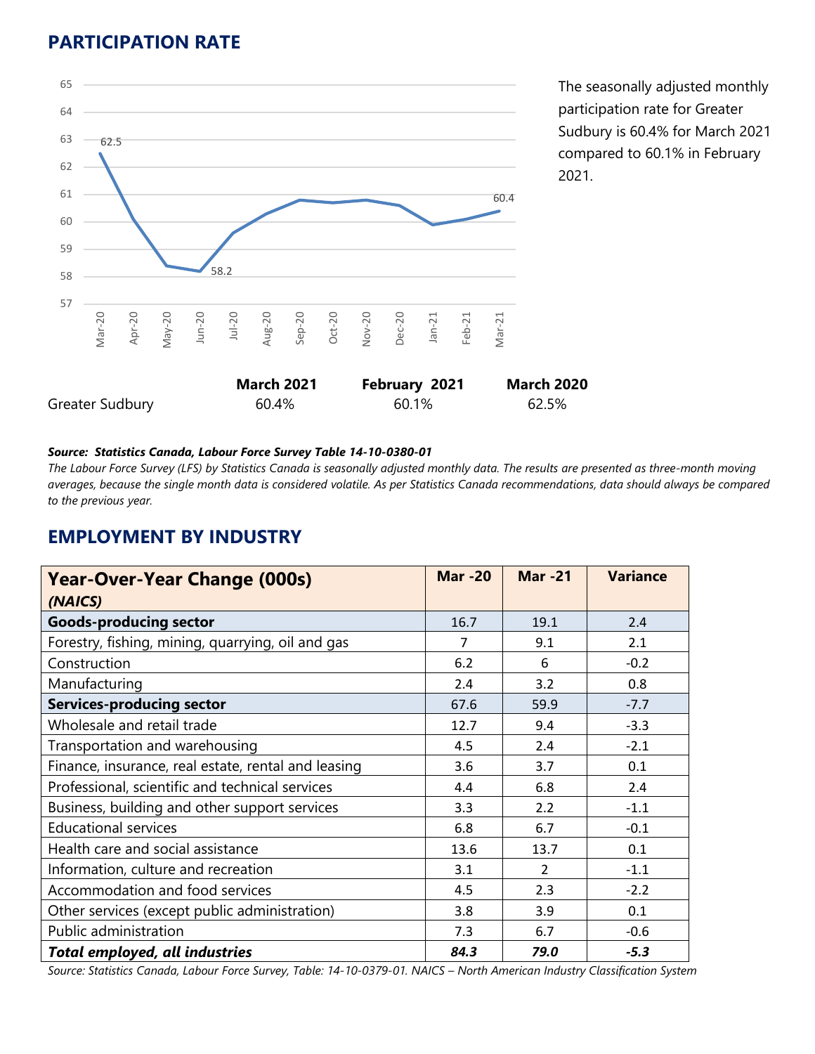## PARTICIPATION RATE

The seasonally adjusted monthly participation rate for Greater Sudbury is 60.4% for March 2021 compared to 60.1% in February 2021.

| | March 2021 | February 2021 | March 2020 |
|---|---|---|---|
| Greater Sudbury | 60.4% | 60.1% | 62.5% |

***Source: Statistics Canada, Labour Force Survey Table 14-10-0380-01***

*The Labour Force Survey (LFS) by Statistics Canada is seasonally adjusted monthly data. The results are presented as three-month moving averages, because the single month data is considered volatile. As per Statistics Canada recommendations, data should always be compared to the previous year.*

## EMPLOYMENT BY INDUSTRY

| Year-Over-Year Change (000s) *(NAICS)* | Mar -20 | Mar -21 | Variance |
|---|---|---|---|
| **Goods-producing sector** | 16.7 | 19.1 | 2.4 |
| Forestry, fishing, mining, quarrying, oil and gas | 7 | 9.1 | 2.1 |
| Construction | 6.2 | 6 | -0.2 |
| Manufacturing | 2.4 | 3.2 | 0.8 |
| **Services-producing sector** | 67.6 | 59.9 | -7.7 |
| Wholesale and retail trade | 12.7 | 9.4 | -3.3 |
| Transportation and warehousing | 4.5 | 2.4 | -2.1 |
| Finance, insurance, real estate, rental and leasing | 3.6 | 3.7 | 0.1 |
| Professional, scientific and technical services | 4.4 | 6.8 | 2.4 |
| Business, building and other support services | 3.3 | 2.2 | -1.1 |
| Educational services | 6.8 | 6.7 | -0.1 |
| Health care and social assistance | 13.6 | 13.7 | 0.1 |
| Information, culture and recreation | 3.1 | 2 | -1.1 |
| Accommodation and food services | 4.5 | 2.3 | -2.2 |
| Other services (except public administration) | 3.8 | 3.9 | 0.1 |
| Public administration | 7.3 | 6.7 | -0.6 |
| ***Total employed, all industries*** | ***84.3*** | ***79.0*** | ***-5.3*** |

*Source: Statistics Canada, Labour Force Survey, Table: 14-10-0379-01. NAICS – North American Industry Classification System*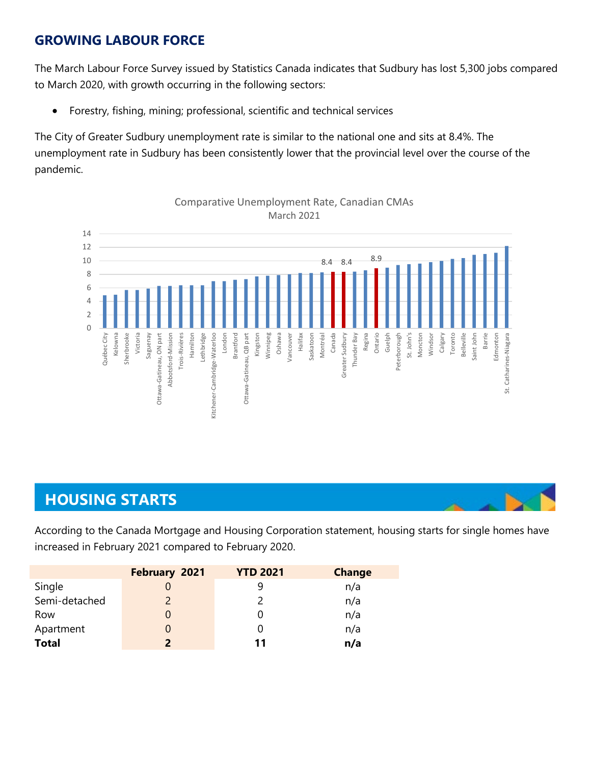## GROWING LABOUR FORCE

The March Labour Force Survey issued by Statistics Canada indicates that Sudbury has lost 5,300 jobs compared to March 2020, with growth occurring in the following sectors:

- Forestry, fishing, mining; professional, scientific and technical services

The City of Greater Sudbury unemployment rate is similar to the national one and sits at 8.4%. The unemployment rate in Sudbury has been consistently lower that the provincial level over the course of the pandemic.

Comparative Unemployment Rate, Canadian CMAs
March 2021

## HOUSING STARTS

According to the Canada Mortgage and Housing Corporation statement, housing starts for single homes have increased in February 2021 compared to February 2020.

| | February 2021 | YTD 2021 | Change |
|---|---|---|---|
| Single | 0 | 9 | n/a |
| Semi-detached | 2 | 2 | n/a |
| Row | 0 | 0 | n/a |
| Apartment | 0 | 0 | n/a |
| **Total** | **2** | **11** | **n/a** |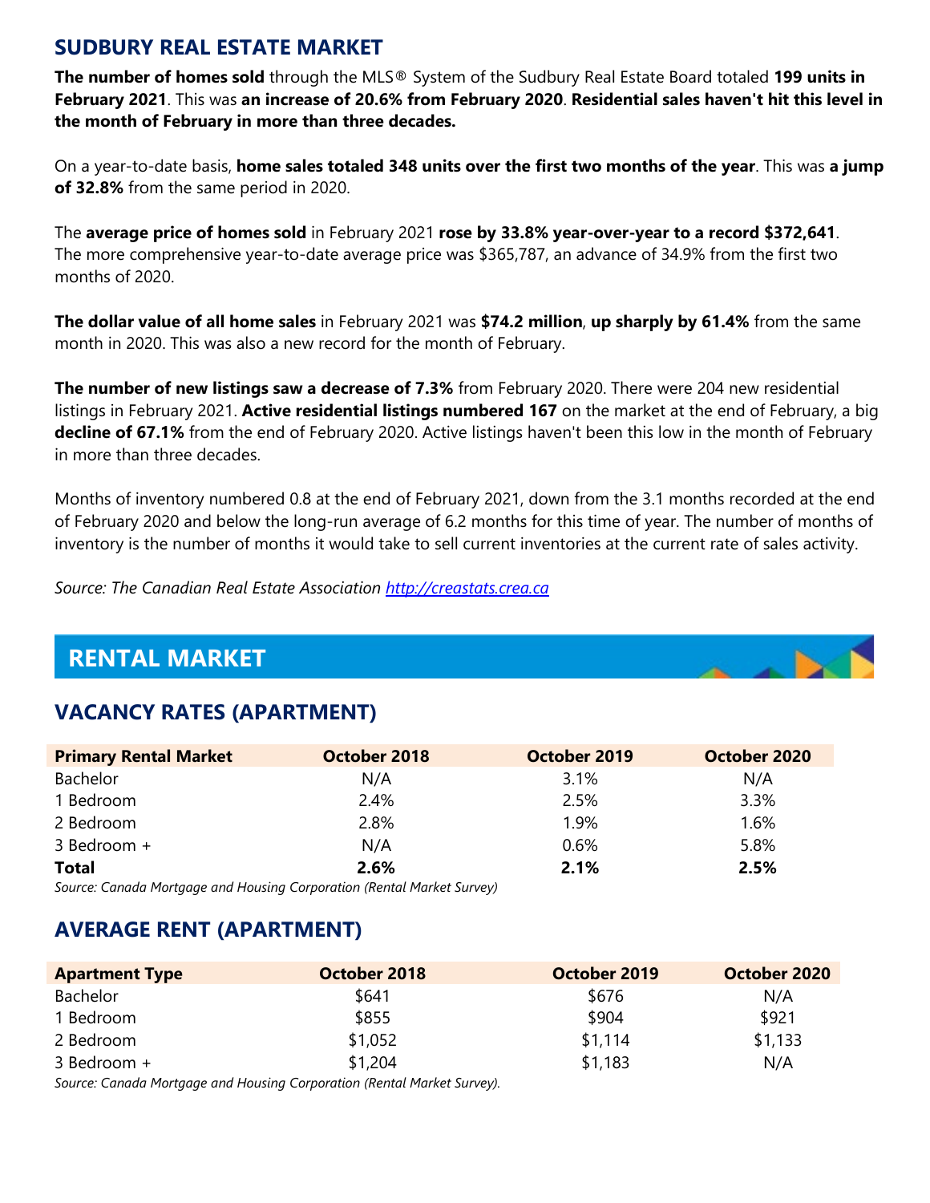## SUDBURY REAL ESTATE MARKET

**The number of homes sold** through the MLS® System of the Sudbury Real Estate Board totaled **199 units in February 2021**. This was **an increase of 20.6% from February 2020**. **Residential sales haven't hit this level in the month of February in more than three decades.**

On a year-to-date basis, **home sales totaled 348 units over the first two months of the year**. This was **a jump of 32.8%** from the same period in 2020.

The **average price of homes sold** in February 2021 **rose by 33.8% year-over-year to a record $372,641**. The more comprehensive year-to-date average price was $365,787, an advance of 34.9% from the first two months of 2020.

**The dollar value of all home sales** in February 2021 was **$74.2 million**, **up sharply by 61.4%** from the same month in 2020. This was also a new record for the month of February.

**The number of new listings saw a decrease of 7.3%** from February 2020. There were 204 new residential listings in February 2021. **Active residential listings numbered 167** on the market at the end of February, a big **decline of 67.1%** from the end of February 2020. Active listings haven't been this low in the month of February in more than three decades.

Months of inventory numbered 0.8 at the end of February 2021, down from the 3.1 months recorded at the end of February 2020 and below the long-run average of 6.2 months for this time of year. The number of months of inventory is the number of months it would take to sell current inventories at the current rate of sales activity.

*Source: The Canadian Real Estate Association http://creastats.crea.ca*

# RENTAL MARKET

## VACANCY RATES (APARTMENT)

| Primary Rental Market | October 2018 | October 2019 | October 2020 |
| --- | --- | --- | --- |
| Bachelor | N/A | 3.1% | N/A |
| 1 Bedroom | 2.4% | 2.5% | 3.3% |
| 2 Bedroom | 2.8% | 1.9% | 1.6% |
| 3 Bedroom + | N/A | 0.6% | 5.8% |
| **Total** | **2.6%** | **2.1%** | **2.5%** |

*Source: Canada Mortgage and Housing Corporation (Rental Market Survey)*

## AVERAGE RENT (APARTMENT)

| Apartment Type | October 2018 | October 2019 | October 2020 |
| --- | --- | --- | --- |
| Bachelor | $641 | $676 | N/A |
| 1 Bedroom | $855 | $904 | $921 |
| 2 Bedroom | $1,052 | $1,114 | $1,133 |
| 3 Bedroom + | $1,204 | $1,183 | N/A |

*Source: Canada Mortgage and Housing Corporation (Rental Market Survey).*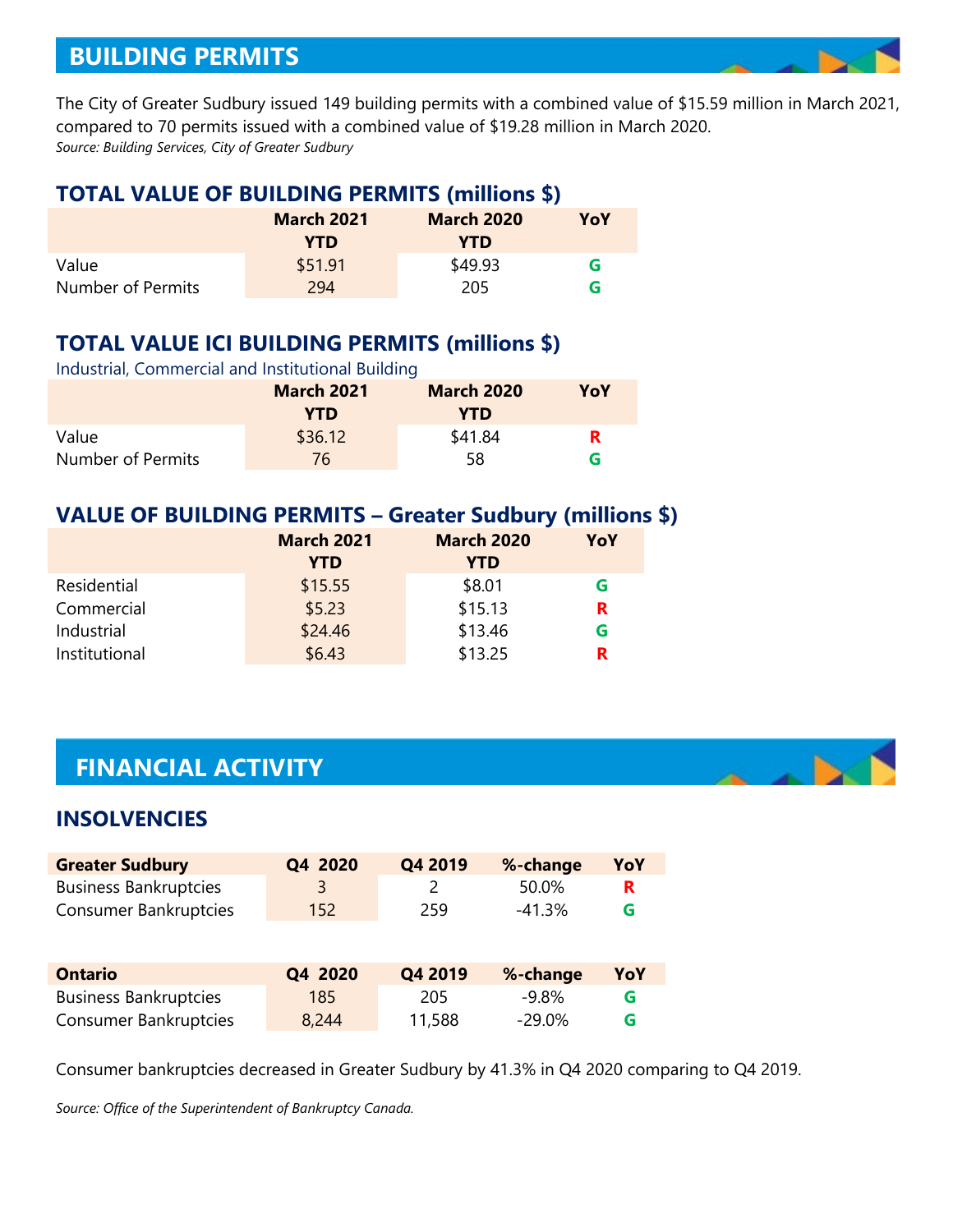# BUILDING PERMITS

The City of Greater Sudbury issued 149 building permits with a combined value of $15.59 million in March 2021, compared to 70 permits issued with a combined value of $19.28 million in March 2020.

*Source: Building Services, City of Greater Sudbury*

## TOTAL VALUE OF BUILDING PERMITS (millions $)

| | March 2021 YTD | March 2020 YTD | YoY |
|---|---|---|---|
| Value | $51.91 | $49.93 | G |
| Number of Permits | 294 | 205 | G |

## TOTAL VALUE ICI BUILDING PERMITS (millions $)

Industrial, Commercial and Institutional Building

| | March 2021 YTD | March 2020 YTD | YoY |
|---|---|---|---|
| Value | $36.12 | $41.84 | R |
| Number of Permits | 76 | 58 | G |

## VALUE OF BUILDING PERMITS – Greater Sudbury (millions $)

| | March 2021 YTD | March 2020 YTD | YoY |
|---|---|---|---|
| Residential | $15.55 | $8.01 | G |
| Commercial | $5.23 | $15.13 | R |
| Industrial | $24.46 | $13.46 | G |
| Institutional | $6.43 | $13.25 | R |

# FINANCIAL ACTIVITY

## INSOLVENCIES

| Greater Sudbury | Q4 2020 | Q4 2019 | %-change | YoY |
|---|---|---|---|---|
| Business Bankruptcies | 3 | 2 | 50.0% | R |
| Consumer Bankruptcies | 152 | 259 | -41.3% | G |

| Ontario | Q4 2020 | Q4 2019 | %-change | YoY |
|---|---|---|---|---|
| Business Bankruptcies | 185 | 205 | -9.8% | G |
| Consumer Bankruptcies | 8,244 | 11,588 | -29.0% | G |

Consumer bankruptcies decreased in Greater Sudbury by 41.3% in Q4 2020 comparing to Q4 2019.

*Source: Office of the Superintendent of Bankruptcy Canada.*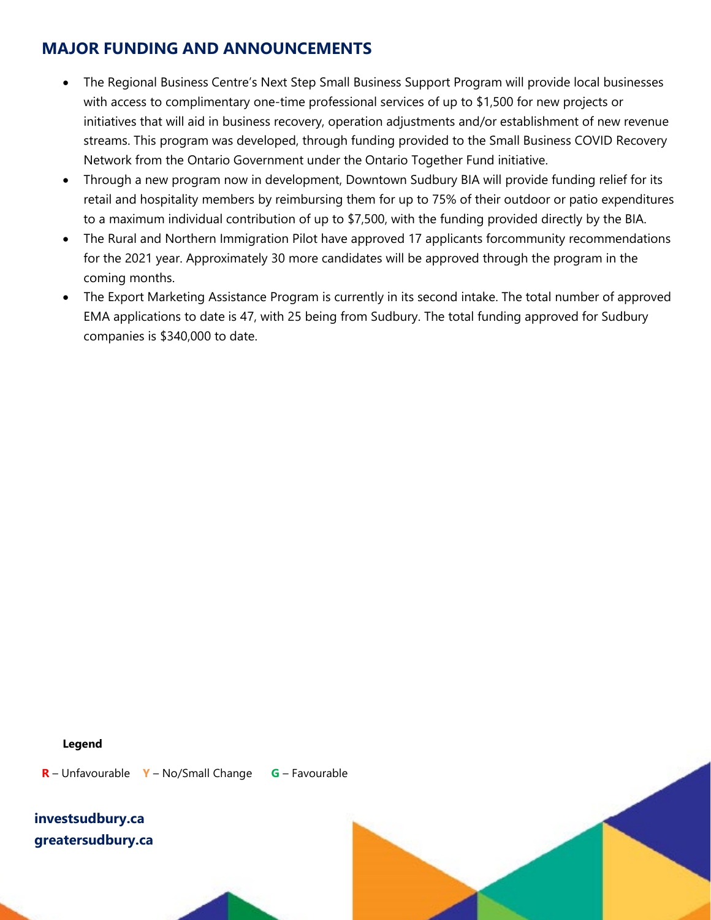## MAJOR FUNDING AND ANNOUNCEMENTS

- The Regional Business Centre's Next Step Small Business Support Program will provide local businesses with access to complimentary one-time professional services of up to $1,500 for new projects or initiatives that will aid in business recovery, operation adjustments and/or establishment of new revenue streams. This program was developed, through funding provided to the Small Business COVID Recovery Network from the Ontario Government under the Ontario Together Fund initiative.
- Through a new program now in development, Downtown Sudbury BIA will provide funding relief for its retail and hospitality members by reimbursing them for up to 75% of their outdoor or patio expenditures to a maximum individual contribution of up to $7,500, with the funding provided directly by the BIA.
- The Rural and Northern Immigration Pilot have approved 17 applicants forcommunity recommendations for the 2021 year. Approximately 30 more candidates will be approved through the program in the coming months.
- The Export Marketing Assistance Program is currently in its second intake. The total number of approved EMA applications to date is 47, with 25 being from Sudbury. The total funding approved for Sudbury companies is $340,000 to date.

**Legend**

**R** – Unfavourable **Y** – No/Small Change **G** – Favourable

**investsudbury.ca**
**greatersudbury.ca**